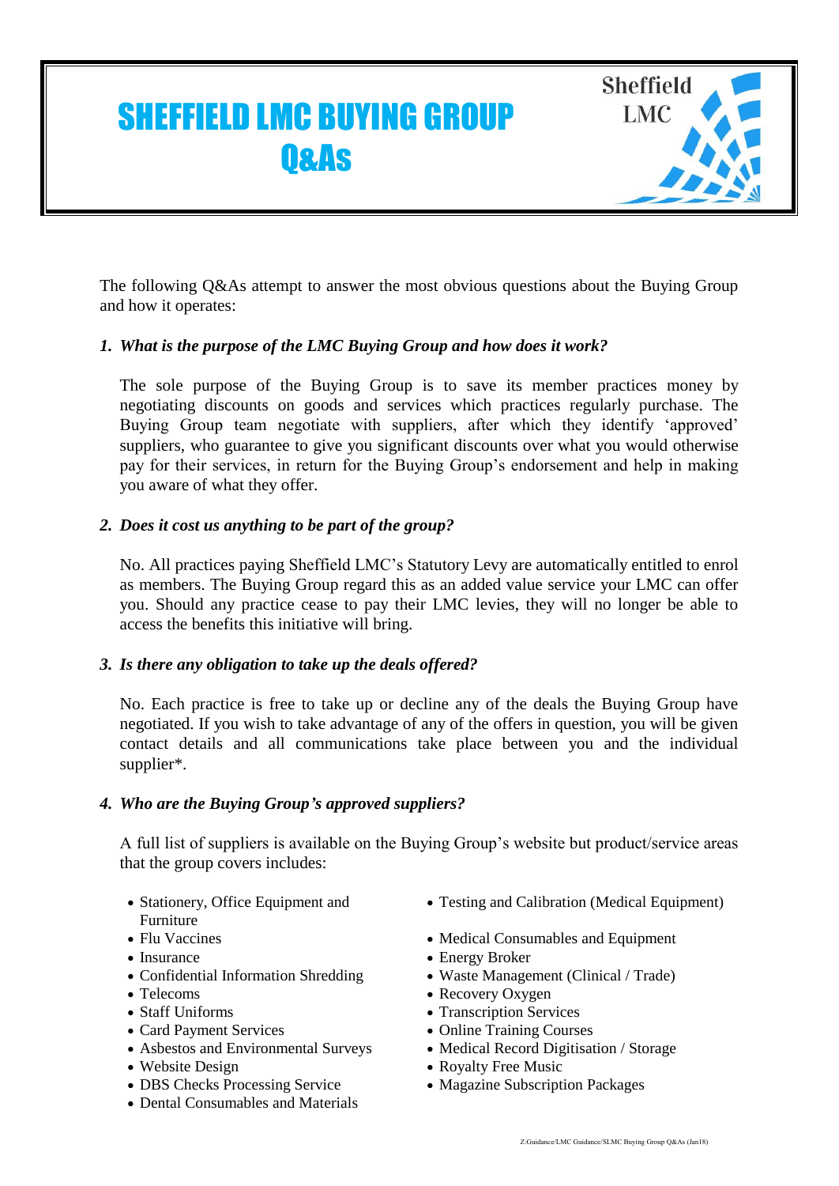# SHEFFIELD LMC BUYING GROUP Q&As

Sheffield LMC

The following Q&As attempt to answer the most obvious questions about the Buying Group and how it operates:

1. ***What is the purpose of the LMC Buying Group and how does it work?***

   The sole purpose of the Buying Group is to save its member practices money by negotiating discounts on goods and services which practices regularly purchase. The Buying Group team negotiate with suppliers, after which they identify 'approved' suppliers, who guarantee to give you significant discounts over what you would otherwise pay for their services, in return for the Buying Group's endorsement and help in making you aware of what they offer.

2. ***Does it cost us anything to be part of the group?***

   No. All practices paying Sheffield LMC's Statutory Levy are automatically entitled to enrol as members. The Buying Group regard this as an added value service your LMC can offer you. Should any practice cease to pay their LMC levies, they will no longer be able to access the benefits this initiative will bring.

3. ***Is there any obligation to take up the deals offered?***

   No. Each practice is free to take up or decline any of the deals the Buying Group have negotiated. If you wish to take advantage of any of the offers in question, you will be given contact details and all communications take place between you and the individual supplier*.

4. ***Who are the Buying Group's approved suppliers?***

   A full list of suppliers is available on the Buying Group's website but product/service areas that the group covers includes:

   - Stationery, Office Equipment and Furniture
   - Flu Vaccines
   - Insurance
   - Confidential Information Shredding
   - Telecoms
   - Staff Uniforms
   - Card Payment Services
   - Asbestos and Environmental Surveys
   - Website Design
   - DBS Checks Processing Service
   - Dental Consumables and Materials
   - Testing and Calibration (Medical Equipment)
   - Medical Consumables and Equipment
   - Energy Broker
   - Waste Management (Clinical / Trade)
   - Recovery Oxygen
   - Transcription Services
   - Online Training Courses
   - Medical Record Digitisation / Storage
   - Royalty Free Music
   - Magazine Subscription Packages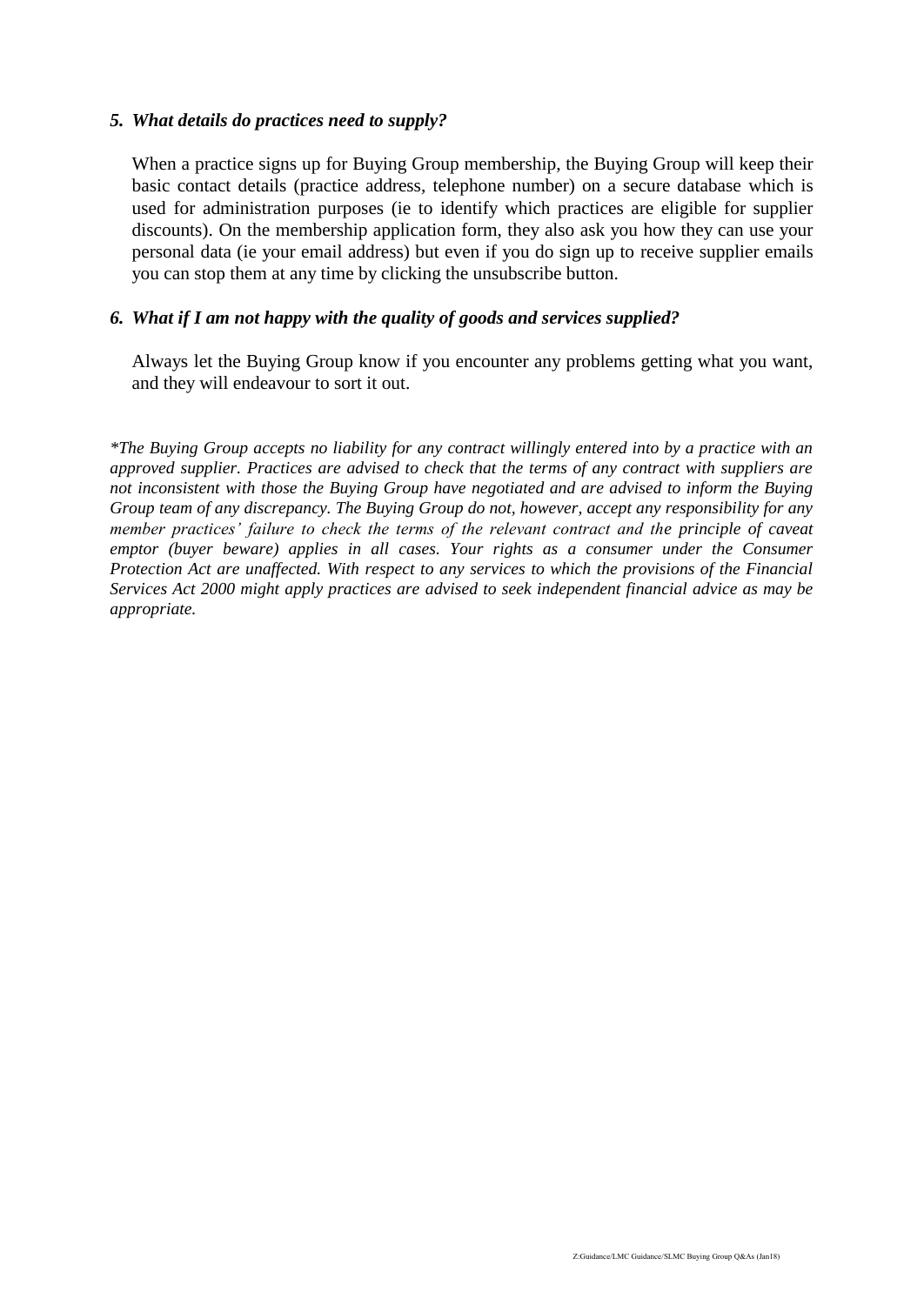### *5. What details do practices need to supply?*

When a practice signs up for Buying Group membership, the Buying Group will keep their basic contact details (practice address, telephone number) on a secure database which is used for administration purposes (ie to identify which practices are eligible for supplier discounts). On the membership application form, they also ask you how they can use your personal data (ie your email address) but even if you do sign up to receive supplier emails you can stop them at any time by clicking the unsubscribe button.

### *6. What if I am not happy with the quality of goods and services supplied?*

Always let the Buying Group know if you encounter any problems getting what you want, and they will endeavour to sort it out.

*\*The Buying Group accepts no liability for any contract willingly entered into by a practice with an approved supplier. Practices are advised to check that the terms of any contract with suppliers are not inconsistent with those the Buying Group have negotiated and are advised to inform the Buying Group team of any discrepancy. The Buying Group do not, however, accept any responsibility for any member practices' failure to check the terms of the relevant contract and the principle of caveat emptor (buyer beware) applies in all cases. Your rights as a consumer under the Consumer Protection Act are unaffected. With respect to any services to which the provisions of the Financial Services Act 2000 might apply practices are advised to seek independent financial advice as may be appropriate.*